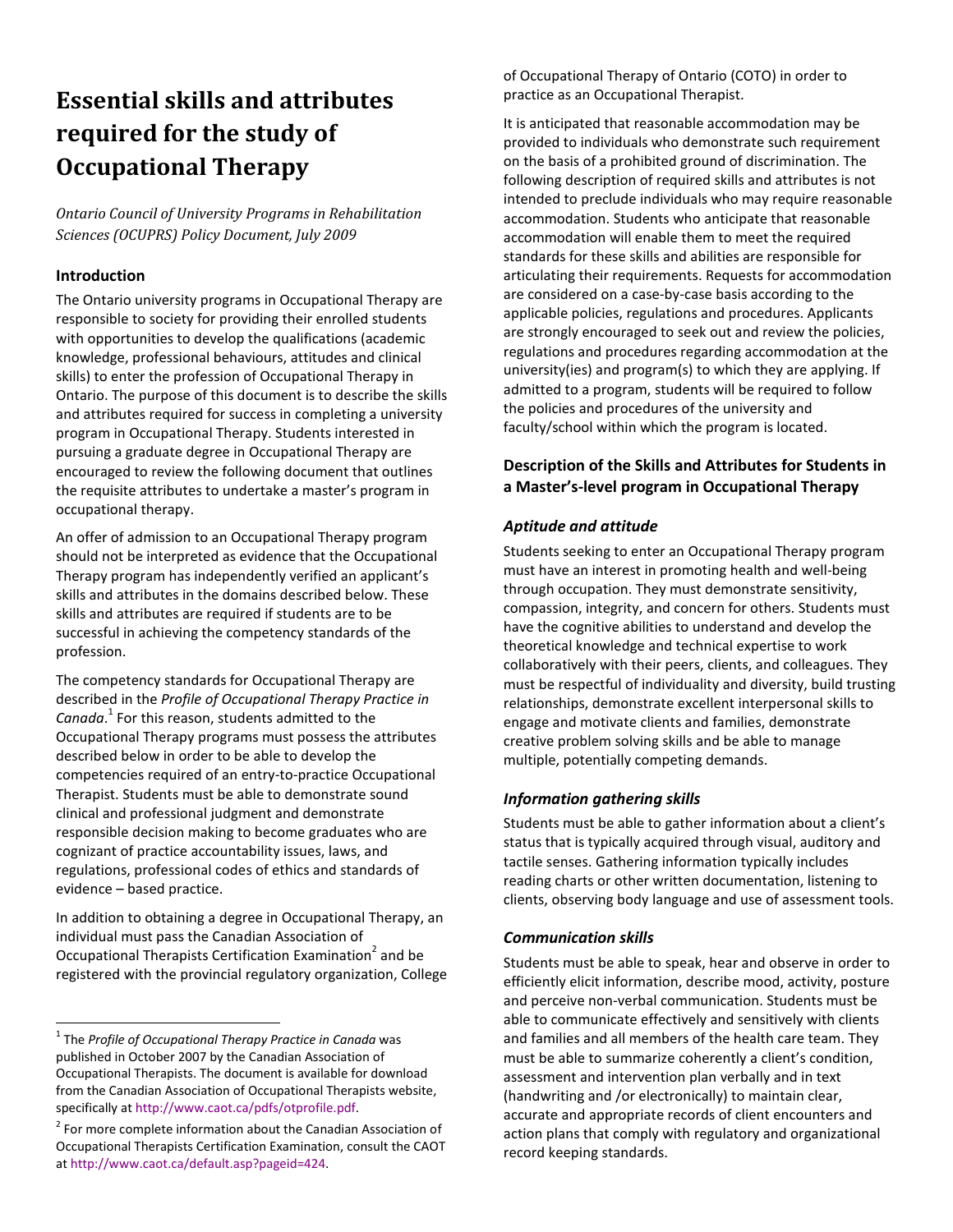# Essential skills and attributes required for the study of Occupational Therapy

*Ontario Council of University Programs in Rehabilitation Sciences (OCUPRS) Policy Document, July 2009*

## Introduction

The Ontario university programs in Occupational Therapy are responsible to society for providing their enrolled students with opportunities to develop the qualifications (academic knowledge, professional behaviours, attitudes and clinical skills) to enter the profession of Occupational Therapy in Ontario. The purpose of this document is to describe the skills and attributes required for success in completing a university program in Occupational Therapy. Students interested in pursuing a graduate degree in Occupational Therapy are encouraged to review the following document that outlines the requisite attributes to undertake a master's program in occupational therapy.

An offer of admission to an Occupational Therapy program should not be interpreted as evidence that the Occupational Therapy program has independently verified an applicant's skills and attributes in the domains described below. These skills and attributes are required if students are to be successful in achieving the competency standards of the profession.

The competency standards for Occupational Therapy are described in the *Profile of Occupational Therapy Practice in Canada*.[1] For this reason, students admitted to the Occupational Therapy programs must possess the attributes described below in order to be able to develop the competencies required of an entry-to-practice Occupational Therapist. Students must be able to demonstrate sound clinical and professional judgment and demonstrate responsible decision making to become graduates who are cognizant of practice accountability issues, laws, and regulations, professional codes of ethics and standards of evidence – based practice.

In addition to obtaining a degree in Occupational Therapy, an individual must pass the Canadian Association of Occupational Therapists Certification Examination[2] and be registered with the provincial regulatory organization, College of Occupational Therapy of Ontario (COTO) in order to practice as an Occupational Therapist.

It is anticipated that reasonable accommodation may be provided to individuals who demonstrate such requirement on the basis of a prohibited ground of discrimination. The following description of required skills and attributes is not intended to preclude individuals who may require reasonable accommodation. Students who anticipate that reasonable accommodation will enable them to meet the required standards for these skills and abilities are responsible for articulating their requirements. Requests for accommodation are considered on a case-by-case basis according to the applicable policies, regulations and procedures. Applicants are strongly encouraged to seek out and review the policies, regulations and procedures regarding accommodation at the university(ies) and program(s) to which they are applying. If admitted to a program, students will be required to follow the policies and procedures of the university and faculty/school within which the program is located.

## Description of the Skills and Attributes for Students in a Master's-level program in Occupational Therapy

### *Aptitude and attitude*

Students seeking to enter an Occupational Therapy program must have an interest in promoting health and well-being through occupation. They must demonstrate sensitivity, compassion, integrity, and concern for others. Students must have the cognitive abilities to understand and develop the theoretical knowledge and technical expertise to work collaboratively with their peers, clients, and colleagues. They must be respectful of individuality and diversity, build trusting relationships, demonstrate excellent interpersonal skills to engage and motivate clients and families, demonstrate creative problem solving skills and be able to manage multiple, potentially competing demands.

### *Information gathering skills*

Students must be able to gather information about a client's status that is typically acquired through visual, auditory and tactile senses. Gathering information typically includes reading charts or other written documentation, listening to clients, observing body language and use of assessment tools.

### *Communication skills*

Students must be able to speak, hear and observe in order to efficiently elicit information, describe mood, activity, posture and perceive non-verbal communication. Students must be able to communicate effectively and sensitively with clients and families and all members of the health care team. They must be able to summarize coherently a client's condition, assessment and intervention plan verbally and in text (handwriting and /or electronically) to maintain clear, accurate and appropriate records of client encounters and action plans that comply with regulatory and organizational record keeping standards.

---

[1] The *Profile of Occupational Therapy Practice in Canada* was published in October 2007 by the Canadian Association of Occupational Therapists. The document is available for download from the Canadian Association of Occupational Therapists website, specifically at http://www.caot.ca/pdfs/otprofile.pdf.

[2] For more complete information about the Canadian Association of Occupational Therapists Certification Examination, consult the CAOT at http://www.caot.ca/default.asp?pageid=424.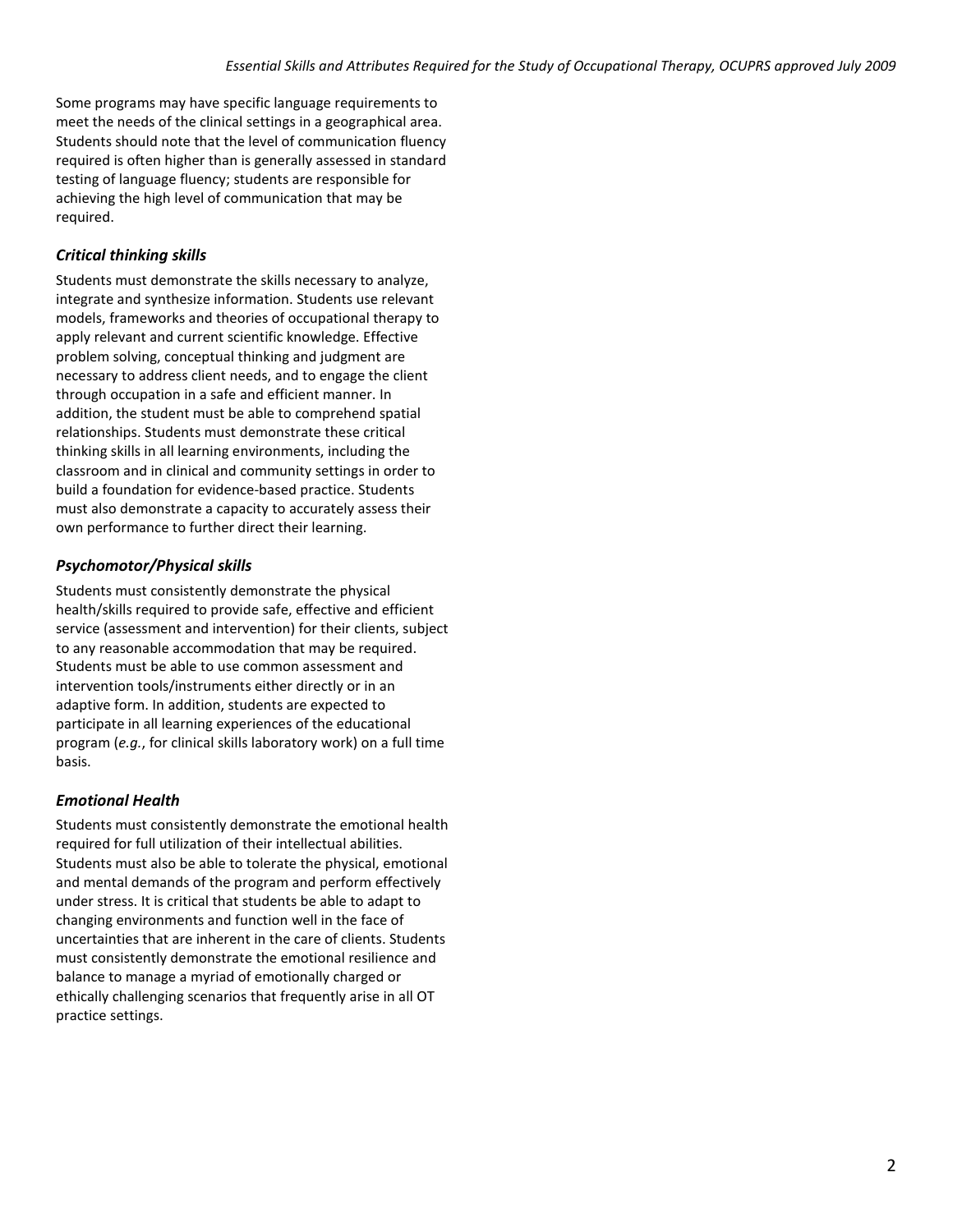Some programs may have specific language requirements to meet the needs of the clinical settings in a geographical area. Students should note that the level of communication fluency required is often higher than is generally assessed in standard testing of language fluency; students are responsible for achieving the high level of communication that may be required.

### *Critical thinking skills*

Students must demonstrate the skills necessary to analyze, integrate and synthesize information. Students use relevant models, frameworks and theories of occupational therapy to apply relevant and current scientific knowledge. Effective problem solving, conceptual thinking and judgment are necessary to address client needs, and to engage the client through occupation in a safe and efficient manner. In addition, the student must be able to comprehend spatial relationships. Students must demonstrate these critical thinking skills in all learning environments, including the classroom and in clinical and community settings in order to build a foundation for evidence-based practice. Students must also demonstrate a capacity to accurately assess their own performance to further direct their learning.

### *Psychomotor/Physical skills*

Students must consistently demonstrate the physical health/skills required to provide safe, effective and efficient service (assessment and intervention) for their clients, subject to any reasonable accommodation that may be required. Students must be able to use common assessment and intervention tools/instruments either directly or in an adaptive form. In addition, students are expected to participate in all learning experiences of the educational program (*e.g.*, for clinical skills laboratory work) on a full time basis.

### *Emotional Health*

Students must consistently demonstrate the emotional health required for full utilization of their intellectual abilities. Students must also be able to tolerate the physical, emotional and mental demands of the program and perform effectively under stress. It is critical that students be able to adapt to changing environments and function well in the face of uncertainties that are inherent in the care of clients. Students must consistently demonstrate the emotional resilience and balance to manage a myriad of emotionally charged or ethically challenging scenarios that frequently arise in all OT practice settings.